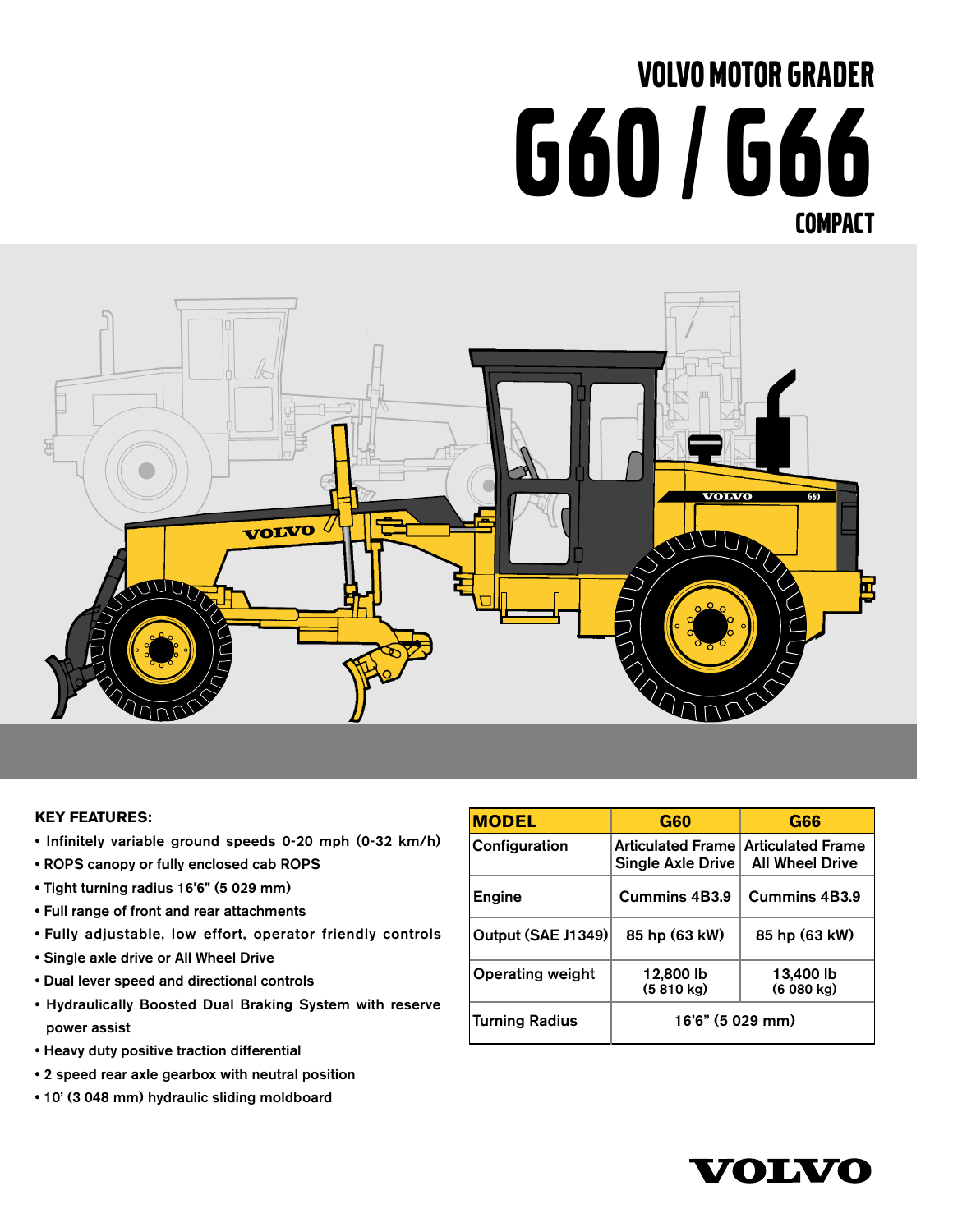# VOLVO MOTOR GRADER

# G60 / G66

## COMPACT

**KEY FEATURES:**

- Infinitely variable ground speeds 0-20 mph (0-32 km/h)
- ROPS canopy or fully enclosed cab ROPS
- Tight turning radius 16'6" (5 029 mm)
- Full range of front and rear attachments
- Fully adjustable, low effort, operator friendly controls
- Single axle drive or All Wheel Drive
- Dual lever speed and directional controls
- Hydraulically Boosted Dual Braking System with reserve power assist
- Heavy duty positive traction differential
- 2 speed rear axle gearbox with neutral position
- 10' (3 048 mm) hydraulic sliding moldboard

| MODEL | G60 | G66 |
|---|---|---|
| Configuration | Articulated Frame Single Axle Drive | Articulated Frame All Wheel Drive |
| Engine | Cummins 4B3.9 | Cummins 4B3.9 |
| Output (SAE J1349) | 85 hp (63 kW) | 85 hp (63 kW) |
| Operating weight | 12,800 lb (5 810 kg) | 13,400 lb (6 080 kg) |
| Turning Radius | 16'6" (5 029 mm) | |

VOLVO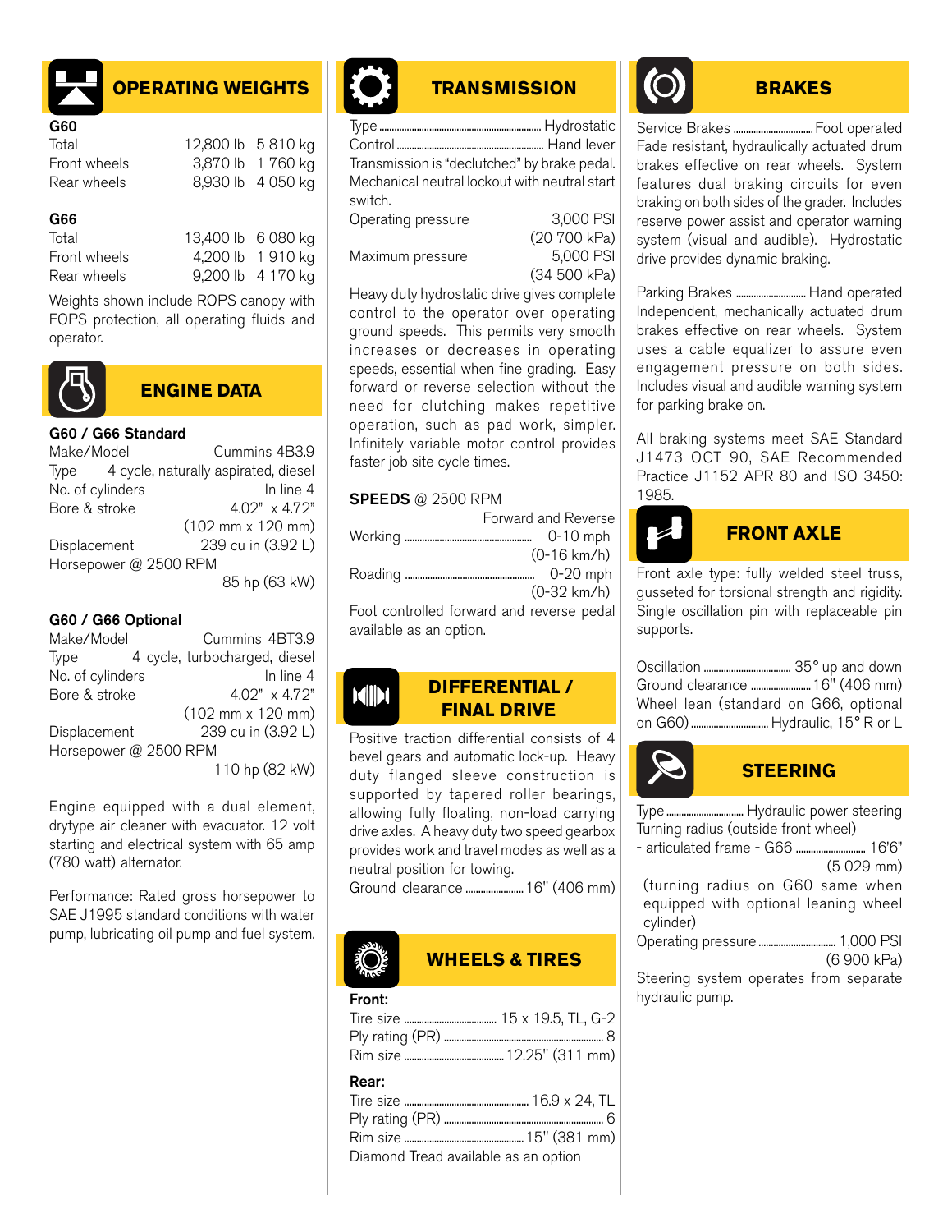## OPERATING WEIGHTS

**G60**

| | | |
|---|---|---|
| Total | 12,800 lb | 5 810 kg |
| Front wheels | 3,870 lb | 1 760 kg |
| Rear wheels | 8,930 lb | 4 050 kg |

**G66**

| | | |
|---|---|---|
| Total | 13,400 lb | 6 080 kg |
| Front wheels | 4,200 lb | 1 910 kg |
| Rear wheels | 9,200 lb | 4 170 kg |

Weights shown include ROPS canopy with FOPS protection, all operating fluids and operator.

## ENGINE DATA

**G60 / G66 Standard**

Make/Model: Cummins 4B3.9
Type: 4 cycle, naturally aspirated, diesel
No. of cylinders: In line 4
Bore & stroke: 4.02" x 4.72" (102 mm x 120 mm)
Displacement: 239 cu in (3.92 L)
Horsepower @ 2500 RPM: 85 hp (63 kW)

**G60 / G66 Optional**

Make/Model: Cummins 4BT3.9
Type: 4 cycle, turbocharged, diesel
No. of cylinders: In line 4
Bore & stroke: 4.02" x 4.72" (102 mm x 120 mm)
Displacement: 239 cu in (3.92 L)
Horsepower @ 2500 RPM: 110 hp (82 kW)

Engine equipped with a dual element, drytype air cleaner with evacuator. 12 volt starting and electrical system with 65 amp (780 watt) alternator.

Performance: Rated gross horsepower to SAE J1995 standard conditions with water pump, lubricating oil pump and fuel system.

## TRANSMISSION

Type ........ Hydrostatic
Control ........ Hand lever
Transmission is "declutched" by brake pedal. Mechanical neutral lockout with neutral start switch.
Operating pressure: 3,000 PSI (20 700 kPa)
Maximum pressure: 5,000 PSI (34 500 kPa)

Heavy duty hydrostatic drive gives complete control to the operator over operating ground speeds. This permits very smooth increases or decreases in operating speeds, essential when fine grading. Easy forward or reverse selection without the need for clutching makes repetitive operation, such as pad work, simpler. Infinitely variable motor control provides faster job site cycle times.

**SPEEDS** @ 2500 RPM

| | Forward and Reverse |
|---|---|
| Working | 0-10 mph (0-16 km/h) |
| Roading | 0-20 mph (0-32 km/h) |

Foot controlled forward and reverse pedal available as an option.

## DIFFERENTIAL / FINAL DRIVE

Positive traction differential consists of 4 bevel gears and automatic lock-up. Heavy duty flanged sleeve construction is supported by tapered roller bearings, allowing fully floating, non-load carrying drive axles. A heavy duty two speed gearbox provides work and travel modes as well as a neutral position for towing.
Ground clearance ........ 16" (406 mm)

## WHEELS & TIRES

**Front:**

Tire size ........ 15 x 19.5, TL, G-2
Ply rating (PR) ........ 8
Rim size ........ 12.25" (311 mm)

**Rear:**

Tire size ........ 16.9 x 24, TL
Ply rating (PR) ........ 6
Rim size ........ 15" (381 mm)
Diamond Tread available as an option

## BRAKES

Service Brakes ........ Foot operated
Fade resistant, hydraulically actuated drum brakes effective on rear wheels. System features dual braking circuits for even braking on both sides of the grader. Includes reserve power assist and operator warning system (visual and audible). Hydrostatic drive provides dynamic braking.

Parking Brakes ........ Hand operated
Independent, mechanically actuated drum brakes effective on rear wheels. System uses a cable equalizer to assure even engagement pressure on both sides. Includes visual and audible warning system for parking brake on.

All braking systems meet SAE Standard J1473 OCT 90, SAE Recommended Practice J1152 APR 80 and ISO 3450: 1985.

## FRONT AXLE

Front axle type: fully welded steel truss, gusseted for torsional strength and rigidity. Single oscillation pin with replaceable pin supports.

Oscillation ........ 35° up and down
Ground clearance ........ 16" (406 mm)
Wheel lean (standard on G66, optional on G60) ........ Hydraulic, 15° R or L

## STEERING

Type ........ Hydraulic power steering
Turning radius (outside front wheel)
- articulated frame - G66 ........ 16'6" (5 029 mm)
(turning radius on G60 same when equipped with optional leaning wheel cylinder)
Operating pressure ........ 1,000 PSI (6 900 kPa)
Steering system operates from separate hydraulic pump.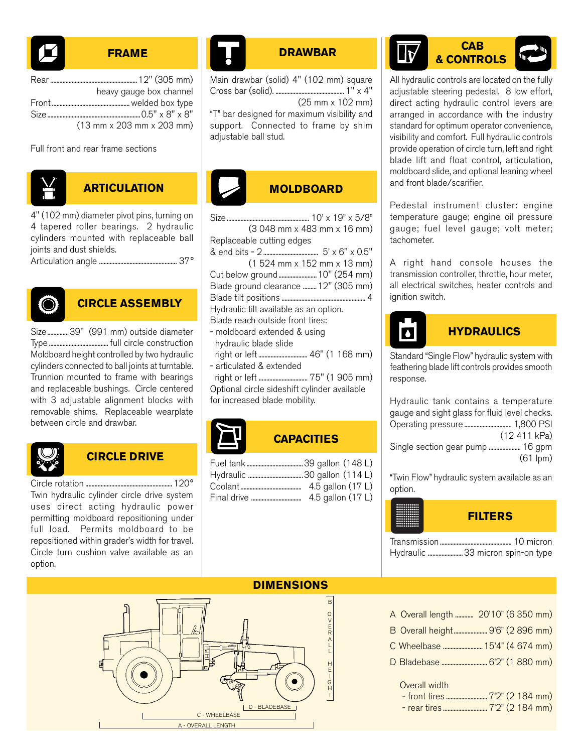## FRAME

Rear ........ 12" (305 mm) heavy gauge box channel
Front ........ welded box type
Size ........ 0.5" x 8" x 8" (13 mm x 203 mm x 203 mm)

Full front and rear frame sections

## ARTICULATION

4" (102 mm) diameter pivot pins, turning on 4 tapered roller bearings. 2 hydraulic cylinders mounted with replaceable ball joints and dust shields.
Articulation angle ........ 37°

## CIRCLE ASSEMBLY

Size ........ 39" (991 mm) outside diameter
Type ........ full circle construction
Moldboard height controlled by two hydraulic cylinders connected to ball joints at turntable. Trunnion mounted to frame with bearings and replaceable bushings. Circle centered with 3 adjustable alignment blocks with removable shims. Replaceable wearplate between circle and drawbar.

## CIRCLE DRIVE

Circle rotation ........ 120°
Twin hydraulic cylinder circle drive system uses direct acting hydraulic power permitting moldboard repositioning under full load. Permits moldboard to be repositioned within grader's width for travel. Circle turn cushion valve available as an option.

## DRAWBAR

Main drawbar (solid) 4" (102 mm) square
Cross bar (solid). ........ 1" x 4" (25 mm x 102 mm)
"T" bar designed for maximum visibility and support. Connected to frame by shim adjustable ball stud.

## MOLDBOARD

Size ........ 10' x 19" x 5/8" (3 048 mm x 483 mm x 16 mm)
Replaceable cutting edges & end bits - 2 ........ 5' x 6" x 0.5" (1 524 mm x 152 mm x 13 mm)
Cut below ground ........ 10" (254 mm)
Blade ground clearance ........ 12" (305 mm)
Blade tilt positions ........ 4
Hydraulic tilt available as an option.
Blade reach outside front tires:
- moldboard extended & using hydraulic blade slide right or left ........ 46" (1 168 mm)
- articulated & extended right or left ........ 75" (1 905 mm)

Optional circle sideshift cylinder available for increased blade mobility.

## CAPACITIES

Fuel tank ........ 39 gallon (148 L)
Hydraulic ........ 30 gallon (114 L)
Coolant ........ 4.5 gallon (17 L)
Final drive ........ 4.5 gallon (17 L)

## CAB & CONTROLS

All hydraulic controls are located on the fully adjustable steering pedestal. 8 low effort, direct acting hydraulic control levers are arranged in accordance with the industry standard for optimum operator convenience, visibility and comfort. Full hydraulic controls provide operation of circle turn, left and right blade lift and float control, articulation, moldboard slide, and optional leaning wheel and front blade/scarifier.

Pedestal instrument cluster: engine temperature gauge; engine oil pressure gauge; fuel level gauge; volt meter; tachometer.

A right hand console houses the transmission controller, throttle, hour meter, all electrical switches, heater controls and ignition switch.

## HYDRAULICS

Standard "Single Flow" hydraulic system with feathering blade lift controls provides smooth response.

Hydraulic tank contains a temperature gauge and sight glass for fluid level checks.
Operating pressure ........ 1,800 PSI (12 411 kPa)
Single section gear pump ........ 16 gpm (61 lpm)

"Twin Flow" hydraulic system available as an option.

## FILTERS

Transmission ........ 10 micron
Hydraulic ........ 33 micron spin-on type

## DIMENSIONS

B - OVERALL HEIGHT
D - BLADEBASE
C - WHEELBASE
A - OVERALL LENGTH

A Overall length ........ 20'10" (6 350 mm)
B Overall height ........ 9'6" (2 896 mm)
C Wheelbase ........ 15'4" (4 674 mm)
D Bladebase ........ 6'2" (1 880 mm)

Overall width
- front tires ........ 7'2" (2 184 mm)
- rear tires ........ 7'2" (2 184 mm)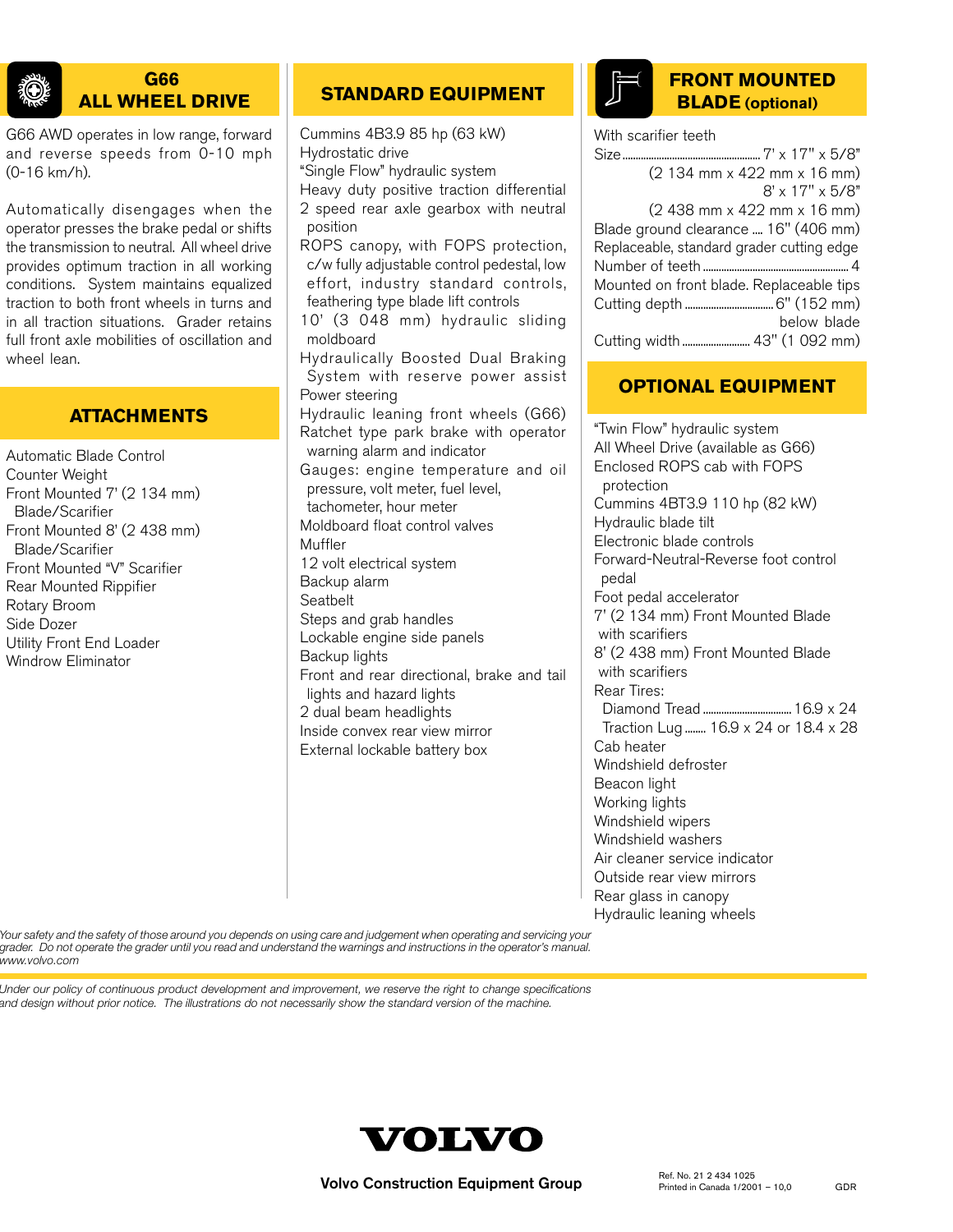## G66 ALL WHEEL DRIVE

G66 AWD operates in low range, forward and reverse speeds from 0-10 mph (0-16 km/h).

Automatically disengages when the operator presses the brake pedal or shifts the transmission to neutral. All wheel drive provides optimum traction in all working conditions. System maintains equalized traction to both front wheels in turns and in all traction situations. Grader retains full front axle mobilities of oscillation and wheel lean.

## ATTACHMENTS

- Automatic Blade Control
- Counter Weight
- Front Mounted 7' (2 134 mm) Blade/Scarifier
- Front Mounted 8' (2 438 mm) Blade/Scarifier
- Front Mounted "V" Scarifier
- Rear Mounted Rippifier
- Rotary Broom
- Side Dozer
- Utility Front End Loader
- Windrow Eliminator

## STANDARD EQUIPMENT

- Cummins 4B3.9 85 hp (63 kW)
- Hydrostatic drive
- "Single Flow" hydraulic system
- Heavy duty positive traction differential
- 2 speed rear axle gearbox with neutral position
- ROPS canopy, with FOPS protection, c/w fully adjustable control pedestal, low effort, industry standard controls, feathering type blade lift controls
- 10' (3 048 mm) hydraulic sliding moldboard
- Hydraulically Boosted Dual Braking System with reserve power assist
- Power steering
- Hydraulic leaning front wheels (G66)
- Ratchet type park brake with operator warning alarm and indicator
- Gauges: engine temperature and oil pressure, volt meter, fuel level, tachometer, hour meter
- Moldboard float control valves
- Muffler
- 12 volt electrical system
- Backup alarm
- Seatbelt
- Steps and grab handles
- Lockable engine side panels
- Backup lights
- Front and rear directional, brake and tail lights and hazard lights
- 2 dual beam headlights
- Inside convex rear view mirror
- External lockable battery box

## FRONT MOUNTED BLADE (optional)

With scarifier teeth

Size .......... 7' x 17" x 5/8" (2 134 mm x 422 mm x 16 mm)
8' x 17" x 5/8" (2 438 mm x 422 mm x 16 mm)

Blade ground clearance .... 16" (406 mm)

Replaceable, standard grader cutting edge

Number of teeth .......... 4

Mounted on front blade. Replaceable tips

Cutting depth .......... 6" (152 mm) below blade

Cutting width .......... 43" (1 092 mm)

## OPTIONAL EQUIPMENT

- "Twin Flow" hydraulic system
- All Wheel Drive (available as G66)
- Enclosed ROPS cab with FOPS protection
- Cummins 4BT3.9 110 hp (82 kW)
- Hydraulic blade tilt
- Electronic blade controls
- Forward-Neutral-Reverse foot control pedal
- Foot pedal accelerator
- 7' (2 134 mm) Front Mounted Blade with scarifiers
- 8' (2 438 mm) Front Mounted Blade with scarifiers
- Rear Tires:
  - Diamond Tread .......... 16.9 x 24
  - Traction Lug ........ 16.9 x 24 or 18.4 x 28
- Cab heater
- Windshield defroster
- Beacon light
- Working lights
- Windshield wipers
- Windshield washers
- Air cleaner service indicator
- Outside rear view mirrors
- Rear glass in canopy
- Hydraulic leaning wheels

*Your safety and the safety of those around you depends on using care and judgement when operating and servicing your grader. Do not operate the grader until you read and understand the warnings and instructions in the operator's manual. www.volvo.com*

*Under our policy of continuous product development and improvement, we reserve the right to change specifications and design without prior notice. The illustrations do not necessarily show the standard version of the machine.*

VOLVO

**Volvo Construction Equipment Group**

Ref. No. 21 2 434 1025
Printed in Canada 1/2001 – 10,0 GDR